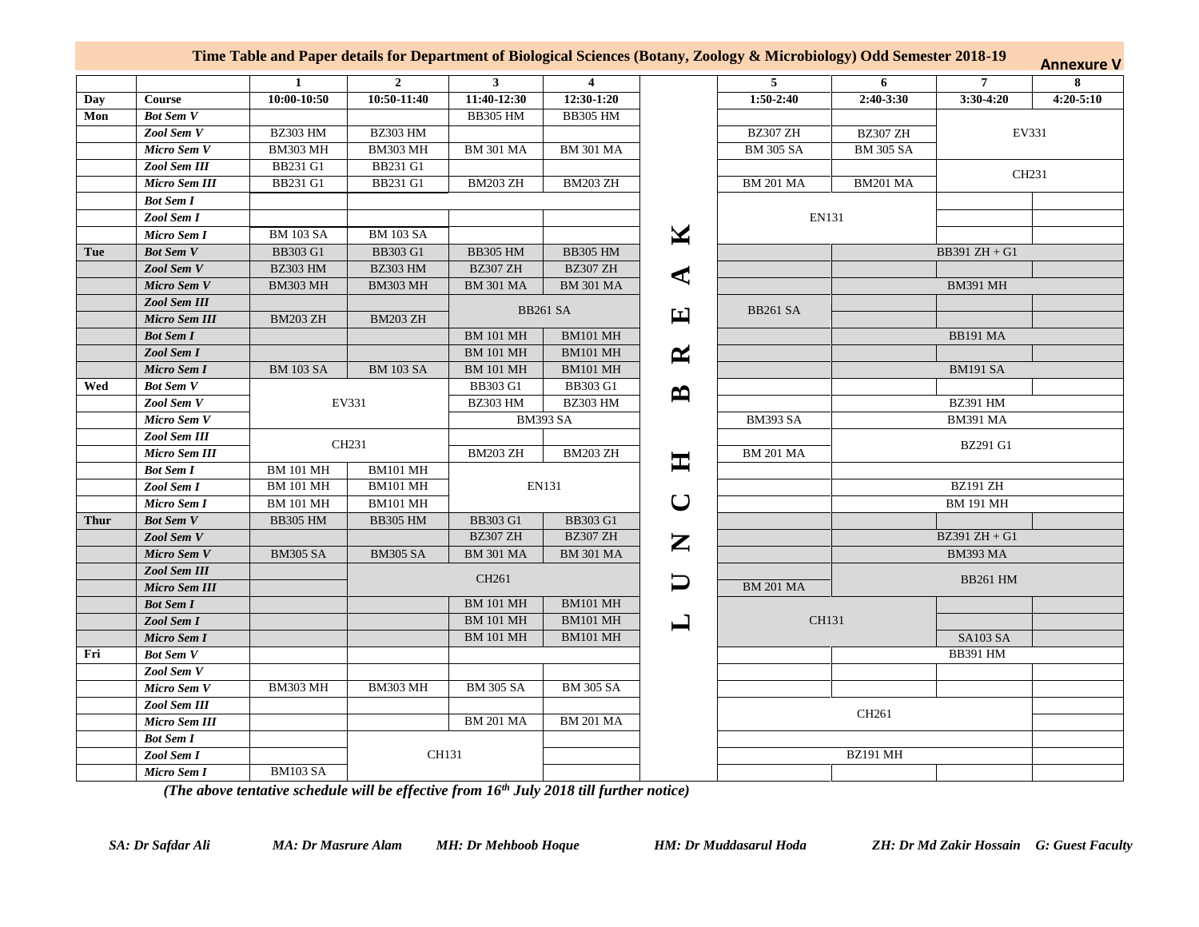## Time Table and Paper details for Department of Biological Sciences (Botany, Zoology & Microbiology) Odd Semester 2018-19

**Annexure V**

| | | 1 | 2 | 3 | 4 | | 5 | 6 | 7 | 8 |
|---|---|---|---|---|---|---|---|---|---|---|
| **Day** | **Course** | **10:00-10:50** | **10:50-11:40** | **11:40-12:30** | **12:30-1:20** | | **1:50-2:40** | **2:40-3:30** | **3:30-4:20** | **4:20-5:10** |
| **Mon** | *Bot Sem V* | | | BB305 HM | BB305 HM | | | | | |
| | *Zool Sem V* | BZ303 HM | BZ303 HM | | | | BZ307 ZH | BZ307 ZH | EV331 | |
| | *Micro Sem V* | BM303 MH | BM303 MH | BM 301 MA | BM 301 MA | | BM 305 SA | BM 305 SA | | |
| | *Zool Sem III* | BB231 G1 | BB231 G1 | | | | | | CH231 | |
| | *Micro Sem III* | BB231 G1 | BB231 G1 | BM203 ZH | BM203 ZH | | BM 201 MA | BM201 MA | | |
| | *Bot Sem I* | | | | | | EN131 | | | |
| | *Zool Sem I* | | | | | L | | | | |
| | *Micro Sem I* | BM 103 SA | BM 103 SA | | | U | | | | |
| **Tue** | *Bot Sem V* | BB303 G1 | BB303 G1 | BB305 HM | BB305 HM | N | | BB391 ZH + G1 | | |
| | *Zool Sem V* | BZ303 HM | BZ303 HM | BZ307 ZH | BZ307 ZH | C | | | | |
| | *Micro Sem V* | BM303 MH | BM303 MH | BM 301 MA | BM 301 MA | H | | BM391 MH | | |
| | *Zool Sem III* | | | BB261 SA | | | BB261 SA | | | |
| | *Micro Sem III* | BM203 ZH | BM203 ZH | | | B | | | | |
| | *Bot Sem I* | | | BM 101 MH | BM101 MH | R | | BB191 MA | | |
| | *Zool Sem I* | | | BM 101 MH | BM101 MH | E | | | | |
| | *Micro Sem I* | BM 103 SA | BM 103 SA | BM 101 MH | BM101 MH | A | | BM191 SA | | |
| **Wed** | *Bot Sem V* | EV331 | | BB303 G1 | BB303 G1 | K | | | | |
| | *Zool Sem V* | | | BZ303 HM | BZ303 HM | | | BZ391 HM | | |
| | *Micro Sem V* | | | BM393 SA | | | BM393 SA | BM391 MA | | |
| | *Zool Sem III* | CH231 | | | | | | BZ291 G1 | | |
| | *Micro Sem III* | | | BM203 ZH | BM203 ZH | | BM 201 MA | | | |
| | *Bot Sem I* | BM 101 MH | BM101 MH | EN131 | | | | | | |
| | *Zool Sem I* | BM 101 MH | BM101 MH | | | | | BZ191 ZH | | |
| | *Micro Sem I* | BM 101 MH | BM101 MH | | | | | BM 191 MH | | |
| **Thur** | *Bot Sem V* | BB305 HM | BB305 HM | BB303 G1 | BB303 G1 | | | | | |
| | *Zool Sem V* | | | BZ307 ZH | BZ307 ZH | | | BZ391 ZH + G1 | | |
| | *Micro Sem V* | BM305 SA | BM305 SA | BM 301 MA | BM 301 MA | | | BM393 MA | | |
| | *Zool Sem III* | | CH261 | | | | | BB261 HM | | |
| | *Micro Sem III* | | | | | | BM 201 MA | | | |
| | *Bot Sem I* | | | BM 101 MH | BM101 MH | | CH131 | | | |
| | *Zool Sem I* | | | BM 101 MH | BM101 MH | | | | | |
| | *Micro Sem I* | | | BM 101 MH | BM101 MH | | | | SA103 SA | |
| **Fri** | *Bot Sem V* | | | | | | | BB391 HM | | |
| | *Zool Sem V* | | | | | | | | | |
| | *Micro Sem V* | BM303 MH | BM303 MH | BM 305 SA | BM 305 SA | | | | | |
| | *Zool Sem III* | | | | | | CH261 | | | |
| | *Micro Sem III* | | | BM 201 MA | BM 201 MA | | | | | |
| | *Bot Sem I* | | CH131 | | | | | | | |
| | *Zool Sem I* | | | | | | BZ191 MH | | | |
| | *Micro Sem I* | BM103 SA | | | | | | | | |

***(The above tentative schedule will be effective from 16th July 2018 till further notice)***

*SA: Dr Safdar Ali* *MA: Dr Masrure Alam* *MH: Dr Mehboob Hoque* *HM: Dr Muddasarul Hoda* *ZH: Dr Md Zakir Hossain* *G: Guest Faculty*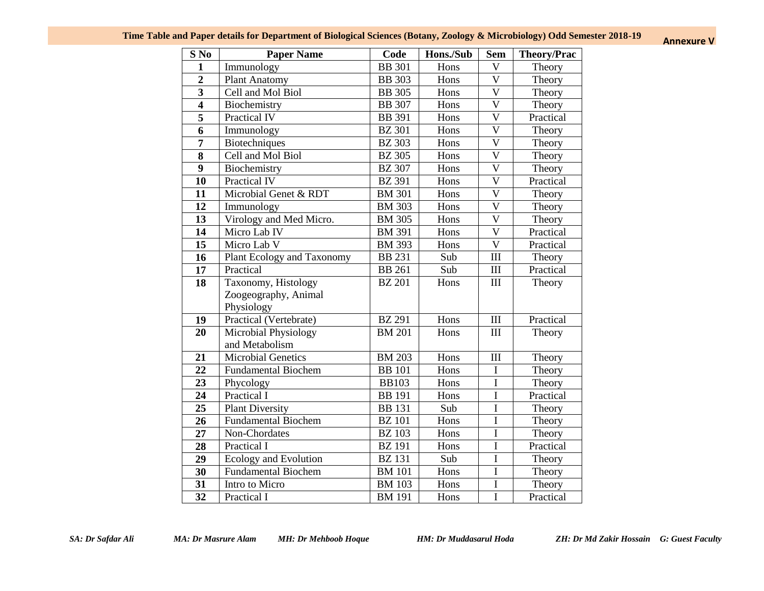**Time Table and Paper details for Department of Biological Sciences (Botany, Zoology & Microbiology) Odd Semester 2018-19**

**Annexure V**

| S No | Paper Name | Code | Hons./Sub | Sem | Theory/Prac |
|---|---|---|---|---|---|
| **1** | Immunology | BB 301 | Hons | V | Theory |
| **2** | Plant Anatomy | BB 303 | Hons | V | Theory |
| **3** | Cell and Mol Biol | BB 305 | Hons | V | Theory |
| **4** | Biochemistry | BB 307 | Hons | V | Theory |
| **5** | Practical IV | BB 391 | Hons | V | Practical |
| **6** | Immunology | BZ 301 | Hons | V | Theory |
| **7** | Biotechniques | BZ 303 | Hons | V | Theory |
| **8** | Cell and Mol Biol | BZ 305 | Hons | V | Theory |
| **9** | Biochemistry | BZ 307 | Hons | V | Theory |
| **10** | Practical IV | BZ 391 | Hons | V | Practical |
| **11** | Microbial Genet & RDT | BM 301 | Hons | V | Theory |
| **12** | Immunology | BM 303 | Hons | V | Theory |
| **13** | Virology and Med Micro. | BM 305 | Hons | V | Theory |
| **14** | Micro Lab IV | BM 391 | Hons | V | Practical |
| **15** | Micro Lab V | BM 393 | Hons | V | Practical |
| **16** | Plant Ecology and Taxonomy | BB 231 | Sub | III | Theory |
| **17** | Practical | BB 261 | Sub | III | Practical |
| **18** | Taxonomy, Histology Zoogeography, Animal Physiology | BZ 201 | Hons | III | Theory |
| **19** | Practical (Vertebrate) | BZ 291 | Hons | III | Practical |
| **20** | Microbial Physiology and Metabolism | BM 201 | Hons | III | Theory |
| **21** | Microbial Genetics | BM 203 | Hons | III | Theory |
| **22** | Fundamental Biochem | BB 101 | Hons | I | Theory |
| **23** | Phycology | BB103 | Hons | I | Theory |
| **24** | Practical I | BB 191 | Hons | I | Practical |
| **25** | Plant Diversity | BB 131 | Sub | I | Theory |
| **26** | Fundamental Biochem | BZ 101 | Hons | I | Theory |
| **27** | Non-Chordates | BZ 103 | Hons | I | Theory |
| **28** | Practical I | BZ 191 | Hons | I | Practical |
| **29** | Ecology and Evolution | BZ 131 | Sub | I | Theory |
| **30** | Fundamental Biochem | BM 101 | Hons | I | Theory |
| **31** | Intro to Micro | BM 103 | Hons | I | Theory |
| **32** | Practical I | BM 191 | Hons | I | Practical |

***SA: Dr Safdar Ali*** ***MA: Dr Masrure Alam*** ***MH: Dr Mehboob Hoque*** ***HM: Dr Muddasarul Hoda*** ***ZH: Dr Md Zakir Hossain*** ***G: Guest Faculty***